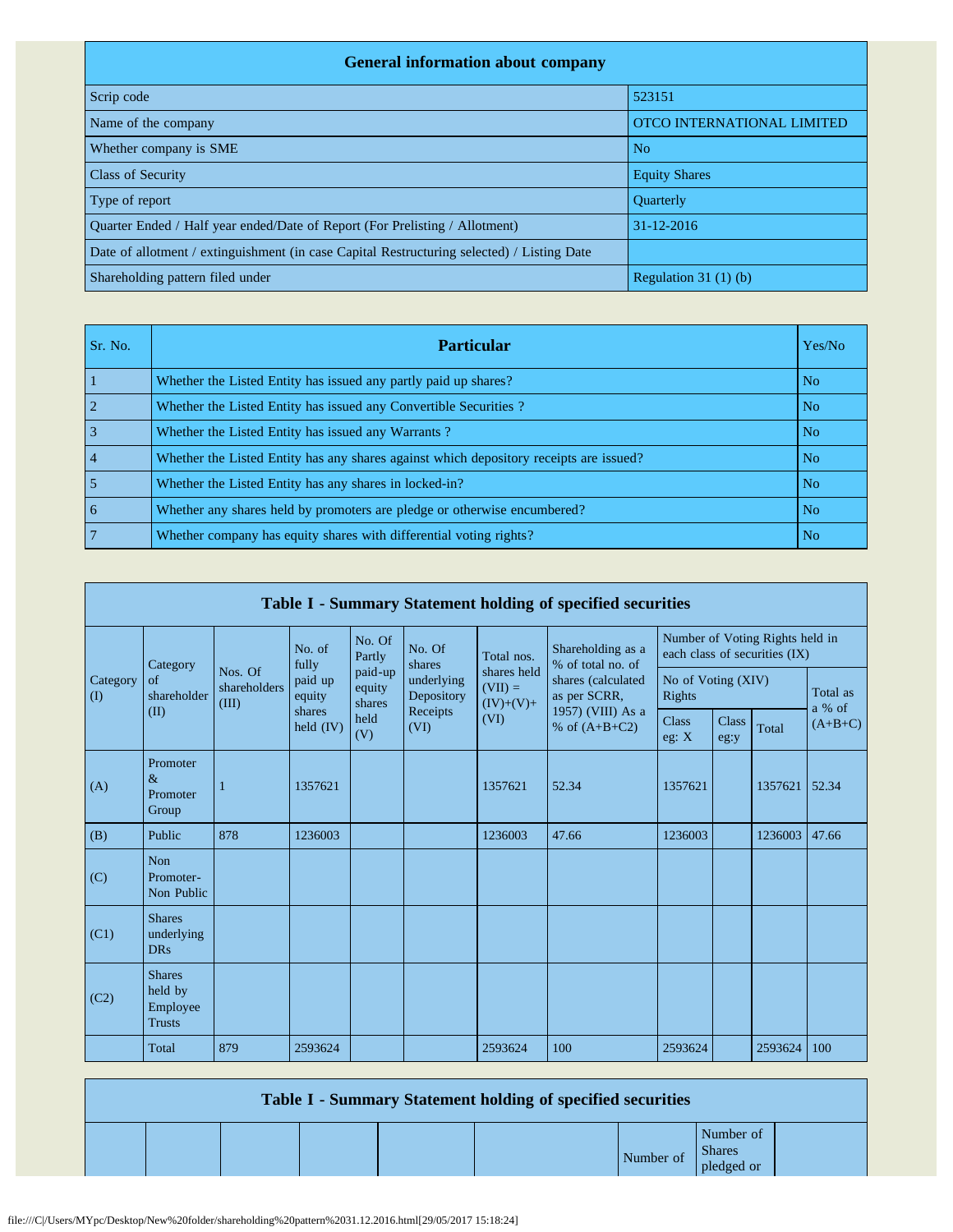## General information about company

| General information about company | |
|---|---|
| Scrip code | 523151 |
| Name of the company | OTCO INTERNATIONAL LIMITED |
| Whether company is SME | No |
| Class of Security | Equity Shares |
| Type of report | Quarterly |
| Quarter Ended / Half year ended/Date of Report (For Prelisting / Allotment) | 31-12-2016 |
| Date of allotment / extinguishment (in case Capital Restructuring selected) / Listing Date | |
| Shareholding pattern filed under | Regulation 31 (1) (b) |

| Sr. No. | Particular | Yes/No |
|---|---|---|
| 1 | Whether the Listed Entity has issued any partly paid up shares? | No |
| 2 | Whether the Listed Entity has issued any Convertible Securities ? | No |
| 3 | Whether the Listed Entity has issued any Warrants ? | No |
| 4 | Whether the Listed Entity has any shares against which depository receipts are issued? | No |
| 5 | Whether the Listed Entity has any shares in locked-in? | No |
| 6 | Whether any shares held by promoters are pledge or otherwise encumbered? | No |
| 7 | Whether company has equity shares with differential voting rights? | No |

## Table I - Summary Statement holding of specified securities

| Category (I) | Category of shareholder (II) | Nos. Of shareholders (III) | No. of fully paid up equity shares held (IV) | No. Of Partly paid-up equity shares held (V) | No. Of shares underlying Depository Receipts (VI) | Total nos. shares held (VII) = (IV)+(V)+ (VI) | Shareholding as a % of total no. of shares (calculated as per SCRR, 1957) (VIII) As a % of (A+B+C2) | Number of Voting Rights held in each class of securities (IX) | | | |
|---|---|---|---|---|---|---|---|---|---|---|---|
| | | | | | | | | No of Voting (XIV) Rights | | | Total as a % of (A+B+C) |
| | | | | | | | | Class eg: X | Class eg:y | Total | |
| (A) | Promoter & Promoter Group | 1 | 1357621 | | | 1357621 | 52.34 | 1357621 | | 1357621 | 52.34 |
| (B) | Public | 878 | 1236003 | | | 1236003 | 47.66 | 1236003 | | 1236003 | 47.66 |
| (C) | Non Promoter- Non Public | | | | | | | | | | |
| (C1) | Shares underlying DRs | | | | | | | | | | |
| (C2) | Shares held by Employee Trusts | | | | | | | | | | |
| | Total | 879 | 2593624 | | | 2593624 | 100 | 2593624 | | 2593624 | 100 |

## Table I - Summary Statement holding of specified securities

| | | | | | | Number of | Number of Shares pledged or | |
|---|---|---|---|---|---|---|---|---|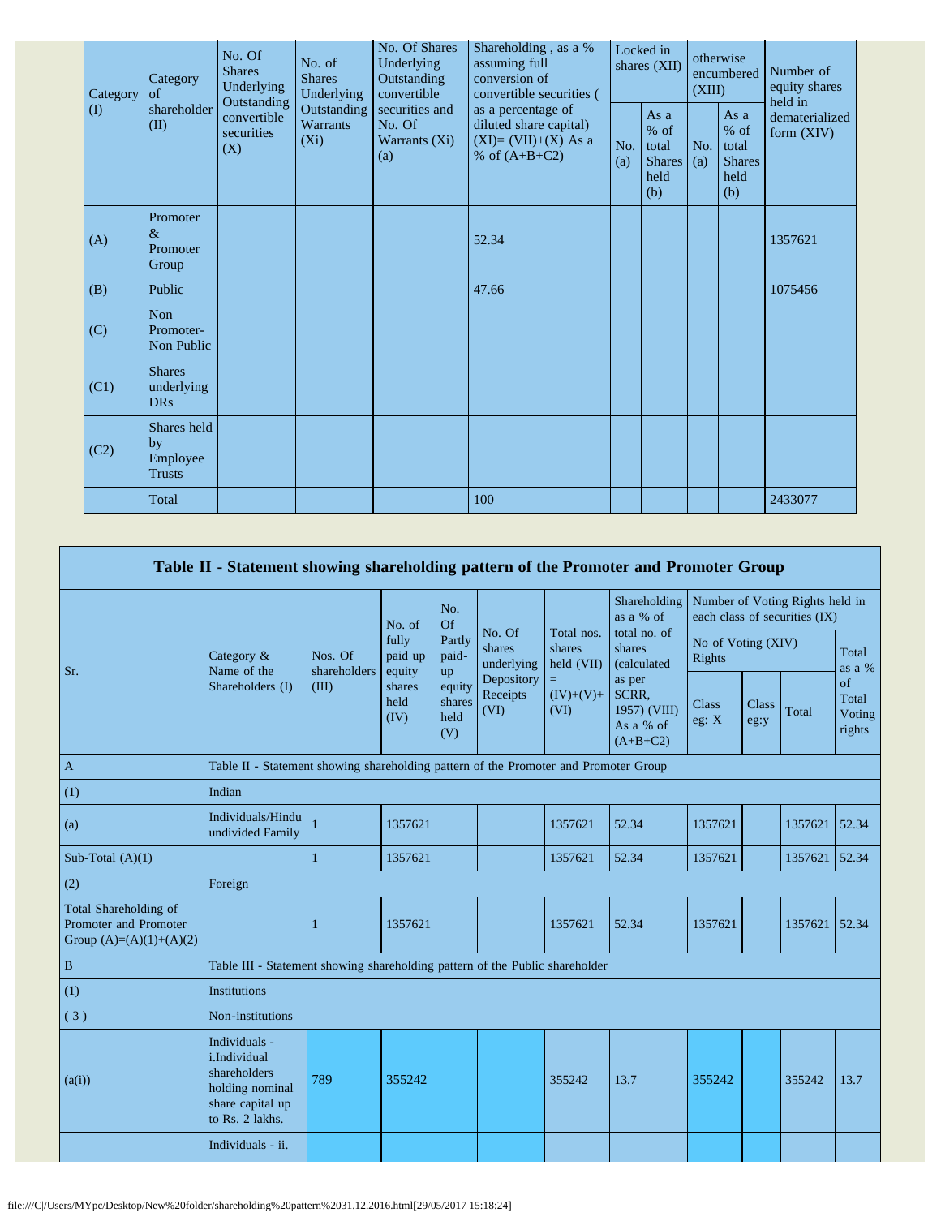| Category (I) | Category of shareholder (II) | No. Of Shares Underlying Outstanding convertible securities (X) | No. of Shares Underlying Outstanding Warrants (Xi) | No. Of Shares Underlying Outstanding convertible securities and No. Of Warrants (Xi) (a) | Shareholding , as a % assuming full conversion of convertible securities ( as a percentage of diluted share capital) (XI)= (VII)+(X) As a % of (A+B+C2) | Locked in shares (XII) | | otherwise encumbered (XIII) | | Number of equity shares held in dematerialized form (XIV) |
|---|---|---|---|---|---|---|---|---|---|---|
| | | | | | | No. (a) | As a % of total Shares held (b) | No. (a) | As a % of total Shares held (b) | |
| (A) | Promoter & Promoter Group | | | | 52.34 | | | | | 1357621 |
| (B) | Public | | | | 47.66 | | | | | 1075456 |
| (C) | Non Promoter- Non Public | | | | | | | | | |
| (C1) | Shares underlying DRs | | | | | | | | | |
| (C2) | Shares held by Employee Trusts | | | | | | | | | |
| | Total | | | | 100 | | | | | 2433077 |

## Table II - Statement showing shareholding pattern of the Promoter and Promoter Group

| Sr. | Category & Name of the Shareholders (I) | Nos. Of shareholders (III) | No. of fully paid up equity shares held (IV) | No. Of Partly paid-up equity shares held (V) | No. Of shares underlying Depository Receipts (VI) | Total nos. shares held (VII) = (IV)+(V)+ (VI) | Shareholding as a % of total no. of shares (calculated as per SCRR, 1957) (VIII) As a % of (A+B+C2) | Number of Voting Rights held in each class of securities (IX) | | | |
|---|---|---|---|---|---|---|---|---|---|---|---|
| | | | | | | | | No of Voting (XIV) Rights | | | Total as a % of Total Voting rights |
| | | | | | | | | Class eg: X | Class eg:y | Total | |
| A | Table II - Statement showing shareholding pattern of the Promoter and Promoter Group | | | | | | | | | | |
| (1) | Indian | | | | | | | | | | |
| (a) | Individuals/Hindu undivided Family | 1 | 1357621 | | | 1357621 | 52.34 | 1357621 | | 1357621 | 52.34 |
| Sub-Total (A)(1) | | 1 | 1357621 | | | 1357621 | 52.34 | 1357621 | | 1357621 | 52.34 |
| (2) | Foreign | | | | | | | | | | |
| Total Shareholding of Promoter and Promoter Group (A)=(A)(1)+(A)(2) | | 1 | 1357621 | | | 1357621 | 52.34 | 1357621 | | 1357621 | 52.34 |
| B | Table III - Statement showing shareholding pattern of the Public shareholder | | | | | | | | | | |
| (1) | Institutions | | | | | | | | | | |
| ( 3 ) | Non-institutions | | | | | | | | | | |
| (a(i)) | Individuals - i.Individual shareholders holding nominal share capital up to Rs. 2 lakhs. | 789 | 355242 | | | 355242 | 13.7 | 355242 | | 355242 | 13.7 |
| | Individuals - ii. | | | | | | | | | | |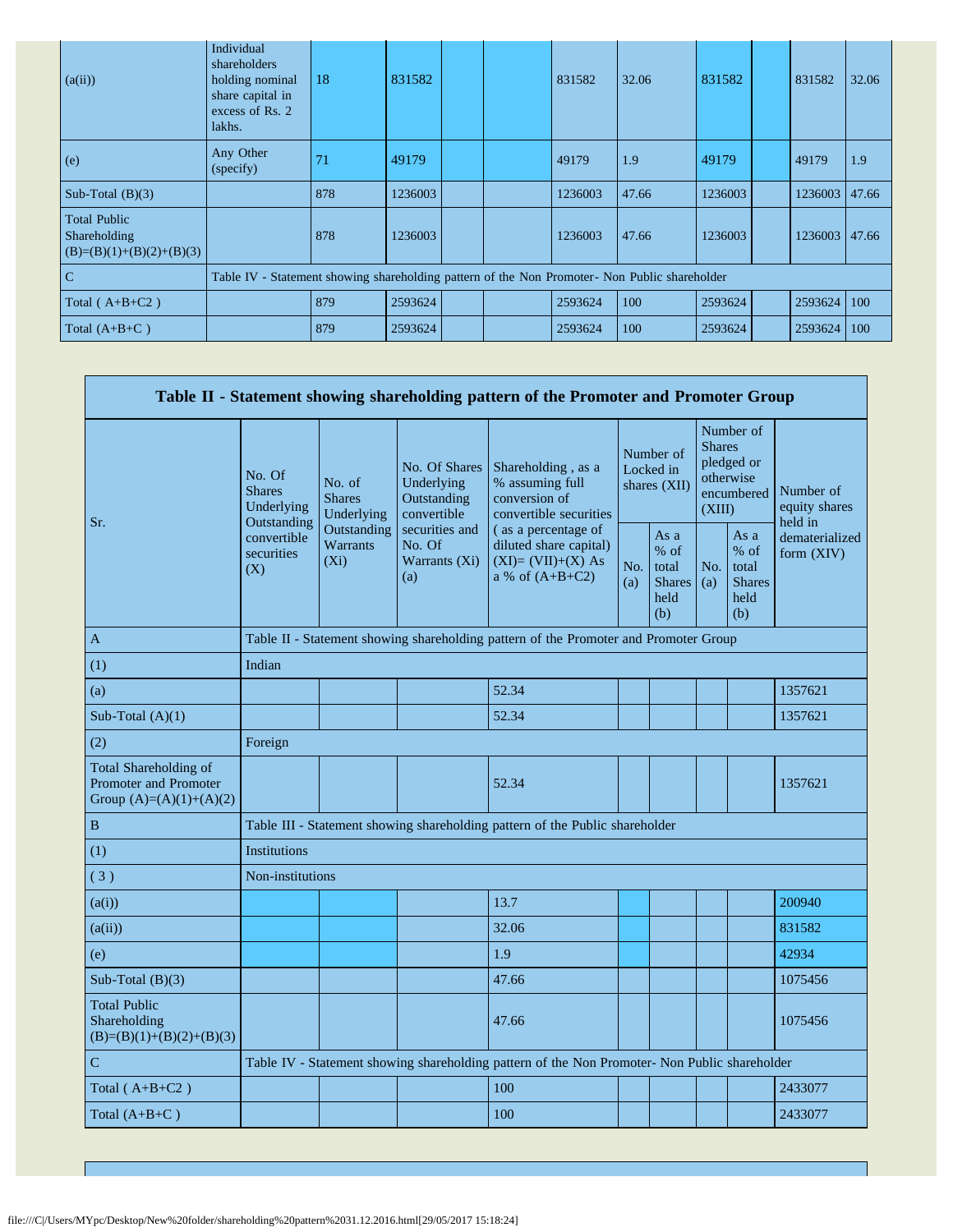| | | | | | | | | | | | | |
|---|---|---|---|---|---|---|---|---|---|---|---|---|
| (a(ii)) | Individual shareholders holding nominal share capital in excess of Rs. 2 lakhs. | 18 | 831582 | | | 831582 | 32.06 | 831582 | | 831582 | 32.06 |
| (e) | Any Other (specify) | 71 | 49179 | | | 49179 | 1.9 | 49179 | | 49179 | 1.9 |
| Sub-Total (B)(3) | | 878 | 1236003 | | | 1236003 | 47.66 | 1236003 | | 1236003 | 47.66 |
| Total Public Shareholding (B)=(B)(1)+(B)(2)+(B)(3) | | 878 | 1236003 | | | 1236003 | 47.66 | 1236003 | | 1236003 | 47.66 |
| C | Table IV - Statement showing shareholding pattern of the Non Promoter- Non Public shareholder | | | | | | | | | | |
| Total ( A+B+C2 ) | | 879 | 2593624 | | | 2593624 | 100 | 2593624 | | 2593624 | 100 |
| Total (A+B+C ) | | 879 | 2593624 | | | 2593624 | 100 | 2593624 | | 2593624 | 100 |

**Table II - Statement showing shareholding pattern of the Promoter and Promoter Group**

| Sr. | No. Of Shares Underlying Outstanding convertible securities (X) | No. of Shares Underlying Outstanding Warrants (Xi) | No. Of Shares Underlying Outstanding convertible securities and No. Of Warrants (Xi) (a) | Shareholding , as a % assuming full conversion of convertible securities ( as a percentage of diluted share capital) (XI)= (VII)+(X) As a % of (A+B+C2) | Number of Locked in shares (XII) | | Number of Shares pledged or otherwise encumbered (XIII) | | Number of equity shares held in dematerialized form (XIV) |
|---|---|---|---|---|---|---|---|---|---|
| | | | | | No. (a) | As a % of total Shares held (b) | No. (a) | As a % of total Shares held (b) | |
| A | Table II - Statement showing shareholding pattern of the Promoter and Promoter Group | | | | | | | | |
| (1) | Indian | | | | | | | | |
| (a) | | | | 52.34 | | | | | 1357621 |
| Sub-Total (A)(1) | | | | 52.34 | | | | | 1357621 |
| (2) | Foreign | | | | | | | | |
| Total Shareholding of Promoter and Promoter Group (A)=(A)(1)+(A)(2) | | | | 52.34 | | | | | 1357621 |
| B | Table III - Statement showing shareholding pattern of the Public shareholder | | | | | | | | |
| (1) | Institutions | | | | | | | | |
| ( 3 ) | Non-institutions | | | | | | | | |
| (a(i)) | | | | 13.7 | | | | | 200940 |
| (a(ii)) | | | | 32.06 | | | | | 831582 |
| (e) | | | | 1.9 | | | | | 42934 |
| Sub-Total (B)(3) | | | | 47.66 | | | | | 1075456 |
| Total Public Shareholding (B)=(B)(1)+(B)(2)+(B)(3) | | | | 47.66 | | | | | 1075456 |
| C | Table IV - Statement showing shareholding pattern of the Non Promoter- Non Public shareholder | | | | | | | | |
| Total ( A+B+C2 ) | | | | 100 | | | | | 2433077 |
| Total (A+B+C ) | | | | 100 | | | | | 2433077 |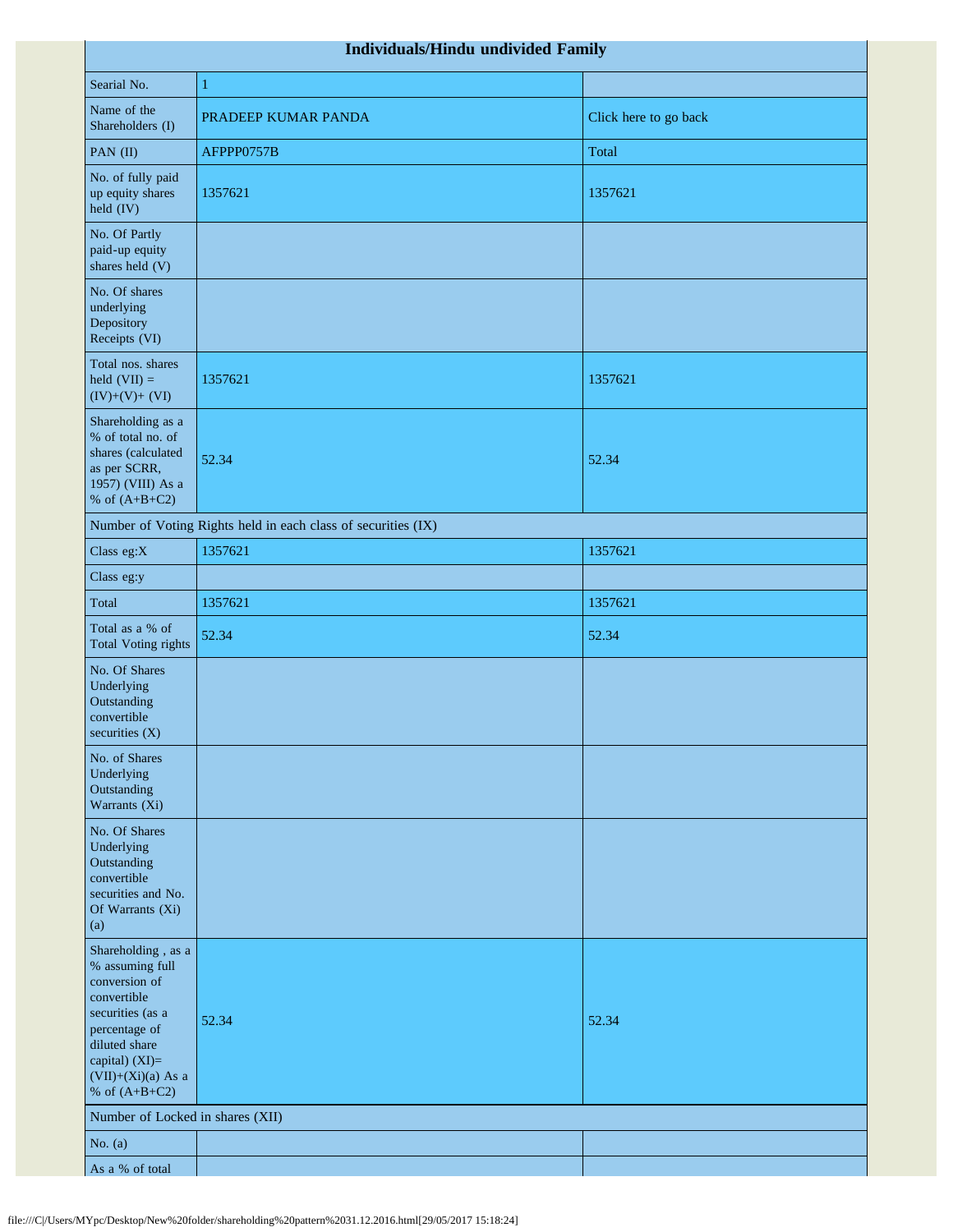| Individuals/Hindu undivided Family | | |
|---|---|---|
| Searial No. | 1 | |
| Name of the Shareholders (I) | PRADEEP KUMAR PANDA | Click here to go back |
| PAN (II) | AFPPP0757B | Total |
| No. of fully paid up equity shares held (IV) | 1357621 | 1357621 |
| No. Of Partly paid-up equity shares held (V) | | |
| No. Of shares underlying Depository Receipts (VI) | | |
| Total nos. shares held (VII) = (IV)+(V)+ (VI) | 1357621 | 1357621 |
| Shareholding as a % of total no. of shares (calculated as per SCRR, 1957) (VIII) As a % of (A+B+C2) | 52.34 | 52.34 |
| Number of Voting Rights held in each class of securities (IX) | | |
| Class eg:X | 1357621 | 1357621 |
| Class eg:y | | |
| Total | 1357621 | 1357621 |
| Total as a % of Total Voting rights | 52.34 | 52.34 |
| No. Of Shares Underlying Outstanding convertible securities (X) | | |
| No. of Shares Underlying Outstanding Warrants (Xi) | | |
| No. Of Shares Underlying Outstanding convertible securities and No. Of Warrants (Xi) (a) | | |
| Shareholding , as a % assuming full conversion of convertible securities (as a percentage of diluted share capital) (XI)= (VII)+(Xi)(a) As a % of (A+B+C2) | 52.34 | 52.34 |
| Number of Locked in shares (XII) | | |
| No. (a) | | |
| As a % of total | | |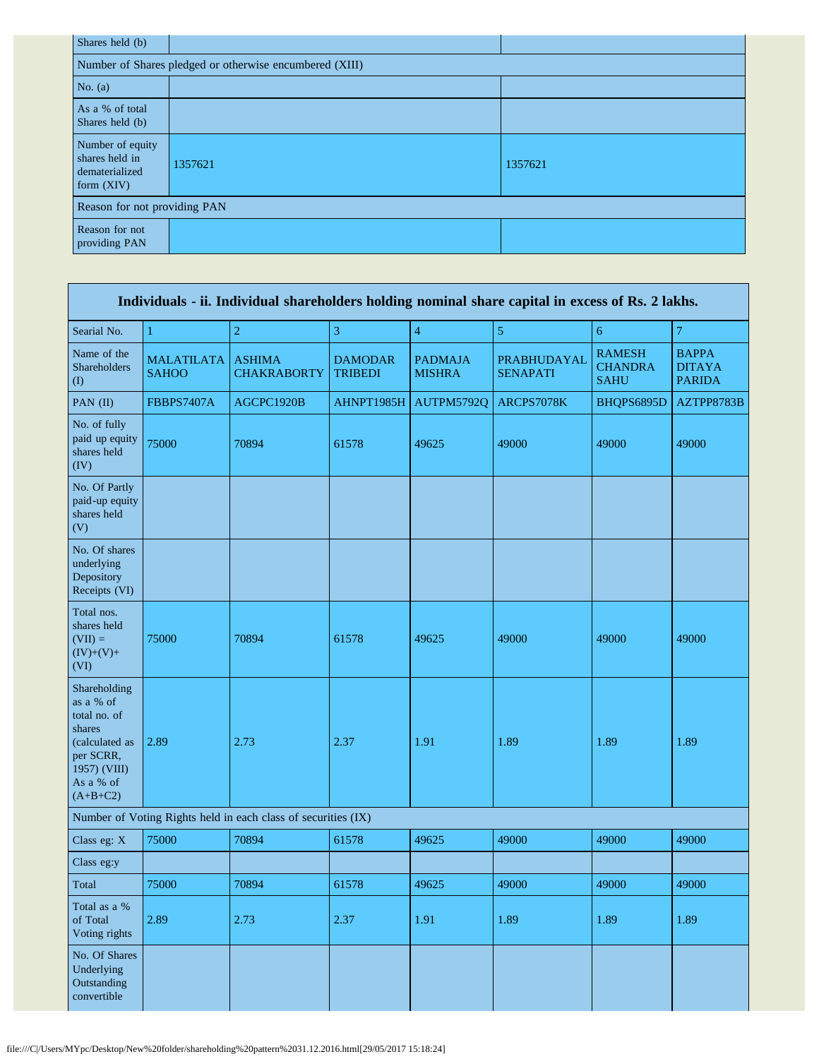| Shares held (b) | | |
|---|---|---|
| Number of Shares pledged or otherwise encumbered (XIII) | | |
| No. (a) | | |
| As a % of total Shares held (b) | | |
| Number of equity shares held in dematerialized form (XIV) | 1357621 | 1357621 |
| Reason for not providing PAN | | |
| Reason for not providing PAN | | |

| Individuals - ii. Individual shareholders holding nominal share capital in excess of Rs. 2 lakhs. | | | | | | | |
|---|---|---|---|---|---|---|---|
| Searial No. | 1 | 2 | 3 | 4 | 5 | 6 | 7 |
| Name of the Shareholders (I) | MALATILATA SAHOO | ASHIMA CHAKRABORTY | DAMODAR TRIBEDI | PADMAJA MISHRA | PRABHUDAYAL SENAPATI | RAMESH CHANDRA SAHU | BAPPA DITAYA PARIDA |
| PAN (II) | FBBPS7407A | AGCPC1920B | AHNPT1985H | AUTPM5792Q | ARCPS7078K | BHQPS6895D | AZTPP8783B |
| No. of fully paid up equity shares held (IV) | 75000 | 70894 | 61578 | 49625 | 49000 | 49000 | 49000 |
| No. Of Partly paid-up equity shares held (V) | | | | | | | |
| No. Of shares underlying Depository Receipts (VI) | | | | | | | |
| Total nos. shares held (VII) = (IV)+(V)+ (VI) | 75000 | 70894 | 61578 | 49625 | 49000 | 49000 | 49000 |
| Shareholding as a % of total no. of shares (calculated as per SCRR, 1957) (VIII) As a % of (A+B+C2) | 2.89 | 2.73 | 2.37 | 1.91 | 1.89 | 1.89 | 1.89 |
| Number of Voting Rights held in each class of securities (IX) | | | | | | | |
| Class eg: X | 75000 | 70894 | 61578 | 49625 | 49000 | 49000 | 49000 |
| Class eg:y | | | | | | | |
| Total | 75000 | 70894 | 61578 | 49625 | 49000 | 49000 | 49000 |
| Total as a % of Total Voting rights | 2.89 | 2.73 | 2.37 | 1.91 | 1.89 | 1.89 | 1.89 |
| No. Of Shares Underlying Outstanding convertible | | | | | | | |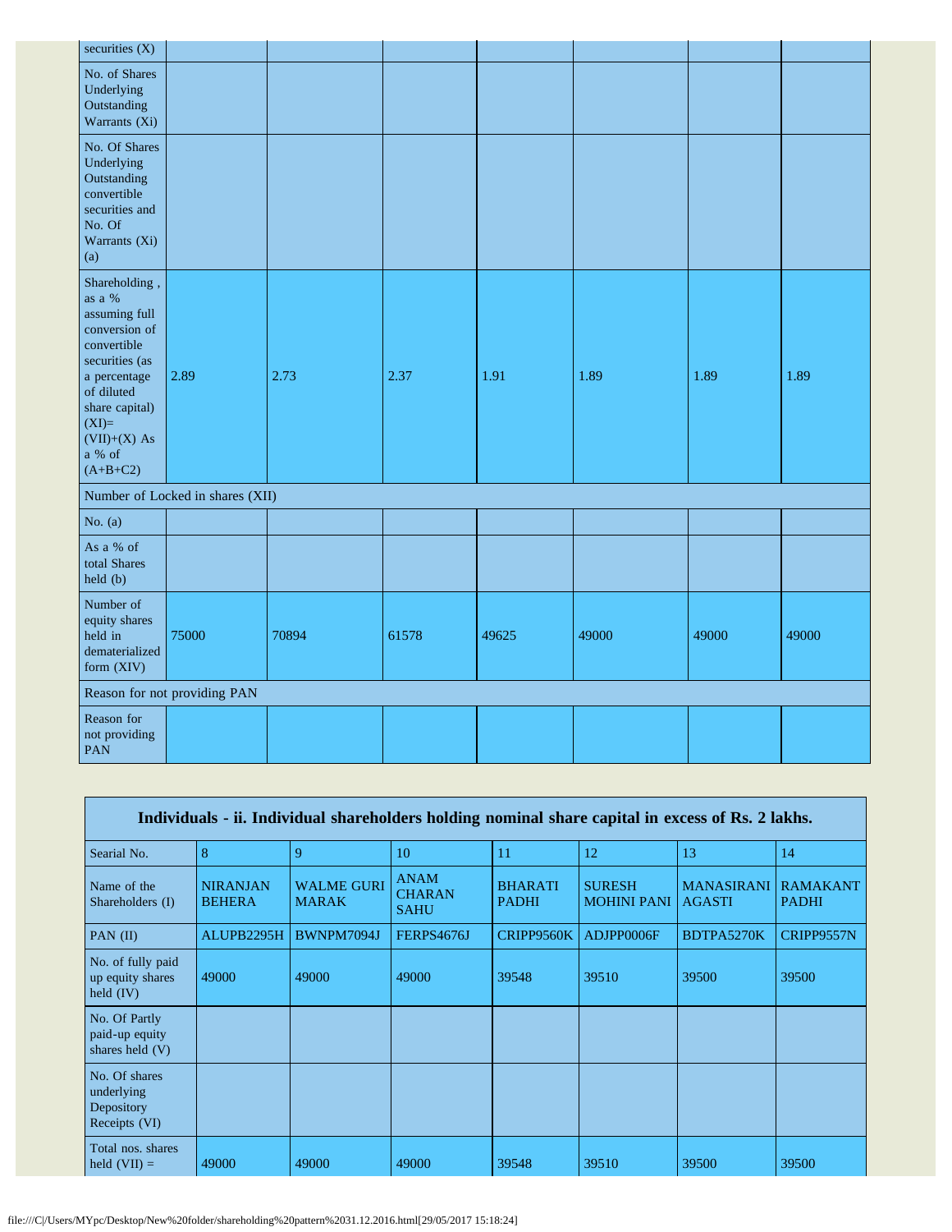| securities (X) | | | | | | | |
|---|---|---|---|---|---|---|---|
| No. of Shares Underlying Outstanding Warrants (Xi) | | | | | | | |
| No. Of Shares Underlying Outstanding convertible securities and No. Of Warrants (Xi) (a) | | | | | | | |
| Shareholding , as a % assuming full conversion of convertible securities (as a percentage of diluted share capital) (XI)= (VII)+(X) As a % of (A+B+C2) | 2.89 | 2.73 | 2.37 | 1.91 | 1.89 | 1.89 | 1.89 |
| Number of Locked in shares (XII) | | | | | | | |
| No. (a) | | | | | | | |
| As a % of total Shares held (b) | | | | | | | |
| Number of equity shares held in dematerialized form (XIV) | 75000 | 70894 | 61578 | 49625 | 49000 | 49000 | 49000 |
| Reason for not providing PAN | | | | | | | |
| Reason for not providing PAN | | | | | | | |

**Individuals - ii. Individual shareholders holding nominal share capital in excess of Rs. 2 lakhs.**

| Searial No. | 8 | 9 | 10 | 11 | 12 | 13 | 14 |
|---|---|---|---|---|---|---|---|
| Name of the Shareholders (I) | NIRANJAN BEHERA | WALME GURI MARAK | ANAM CHARAN SAHU | BHARATI PADHI | SURESH MOHINI PANI | MANASIRANI AGASTI | RAMAKANT PADHI |
| PAN (II) | ALUPB2295H | BWNPM7094J | FERPS4676J | CRIPP9560K | ADJPP0006F | BDTPA5270K | CRIPP9557N |
| No. of fully paid up equity shares held (IV) | 49000 | 49000 | 49000 | 39548 | 39510 | 39500 | 39500 |
| No. Of Partly paid-up equity shares held (V) | | | | | | | |
| No. Of shares underlying Depository Receipts (VI) | | | | | | | |
| Total nos. shares held (VII) = | 49000 | 49000 | 49000 | 39548 | 39510 | 39500 | 39500 |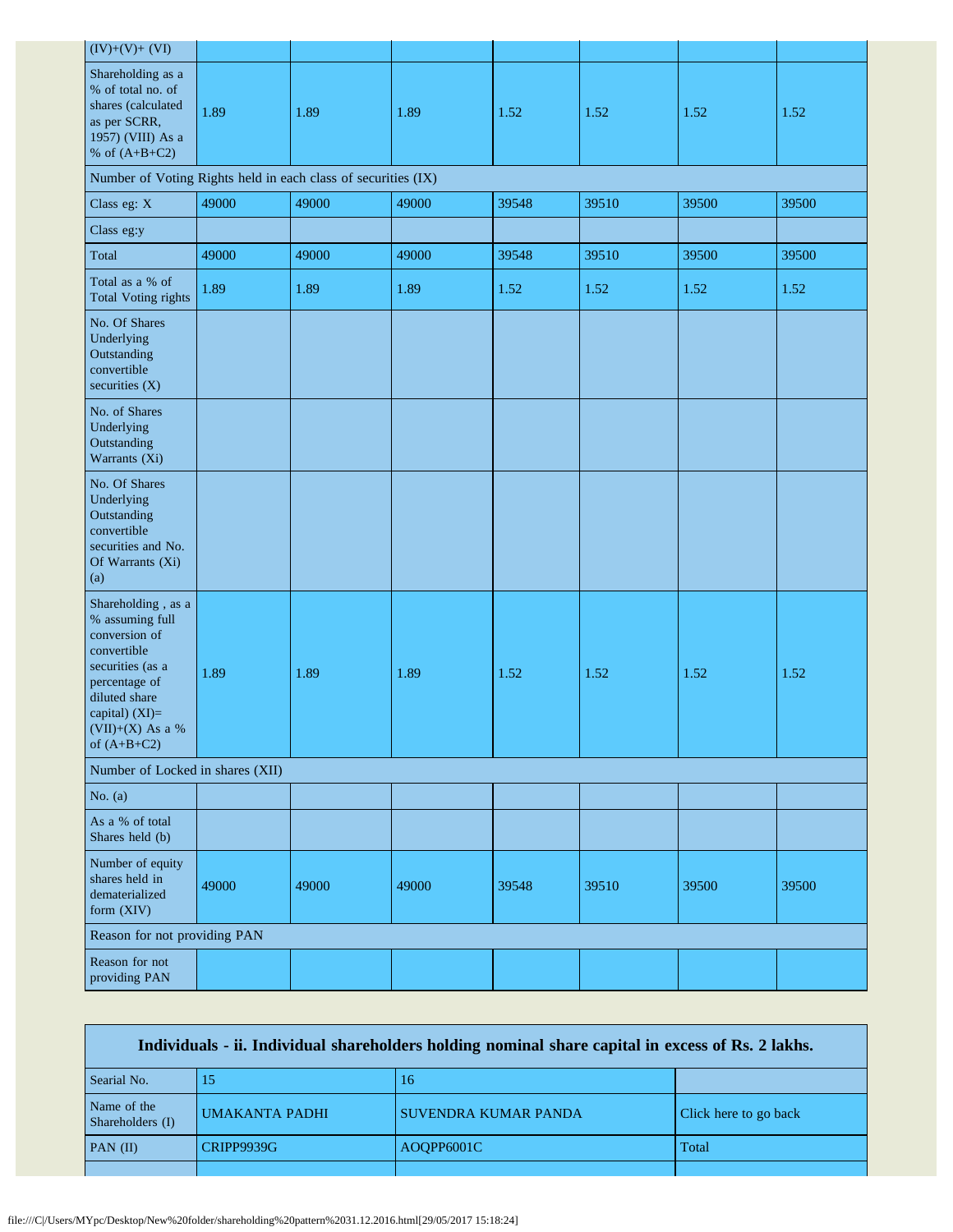| (IV)+(V)+ (VI) | | | | | | | |
|---|---|---|---|---|---|---|---|
| Shareholding as a % of total no. of shares (calculated as per SCRR, 1957) (VIII) As a % of (A+B+C2) | 1.89 | 1.89 | 1.89 | 1.52 | 1.52 | 1.52 | 1.52 |
| Number of Voting Rights held in each class of securities (IX) | | | | | | | |
| Class eg: X | 49000 | 49000 | 49000 | 39548 | 39510 | 39500 | 39500 |
| Class eg:y | | | | | | | |
| Total | 49000 | 49000 | 49000 | 39548 | 39510 | 39500 | 39500 |
| Total as a % of Total Voting rights | 1.89 | 1.89 | 1.89 | 1.52 | 1.52 | 1.52 | 1.52 |
| No. Of Shares Underlying Outstanding convertible securities (X) | | | | | | | |
| No. of Shares Underlying Outstanding Warrants (Xi) | | | | | | | |
| No. Of Shares Underlying Outstanding convertible securities and No. Of Warrants (Xi) (a) | | | | | | | |
| Shareholding , as a % assuming full conversion of convertible securities (as a percentage of diluted share capital) (XI)= (VII)+(X) As a % of (A+B+C2) | 1.89 | 1.89 | 1.89 | 1.52 | 1.52 | 1.52 | 1.52 |
| Number of Locked in shares (XII) | | | | | | | |
| No. (a) | | | | | | | |
| As a % of total Shares held (b) | | | | | | | |
| Number of equity shares held in dematerialized form (XIV) | 49000 | 49000 | 49000 | 39548 | 39510 | 39500 | 39500 |
| Reason for not providing PAN | | | | | | | |
| Reason for not providing PAN | | | | | | | |

**Individuals - ii. Individual shareholders holding nominal share capital in excess of Rs. 2 lakhs.**

| Searial No. | 15 | 16 | |
|---|---|---|---|
| Name of the Shareholders (I) | UMAKANTA PADHI | SUVENDRA KUMAR PANDA | Click here to go back |
| PAN (II) | CRIPP9939G | AOQPP6001C | Total |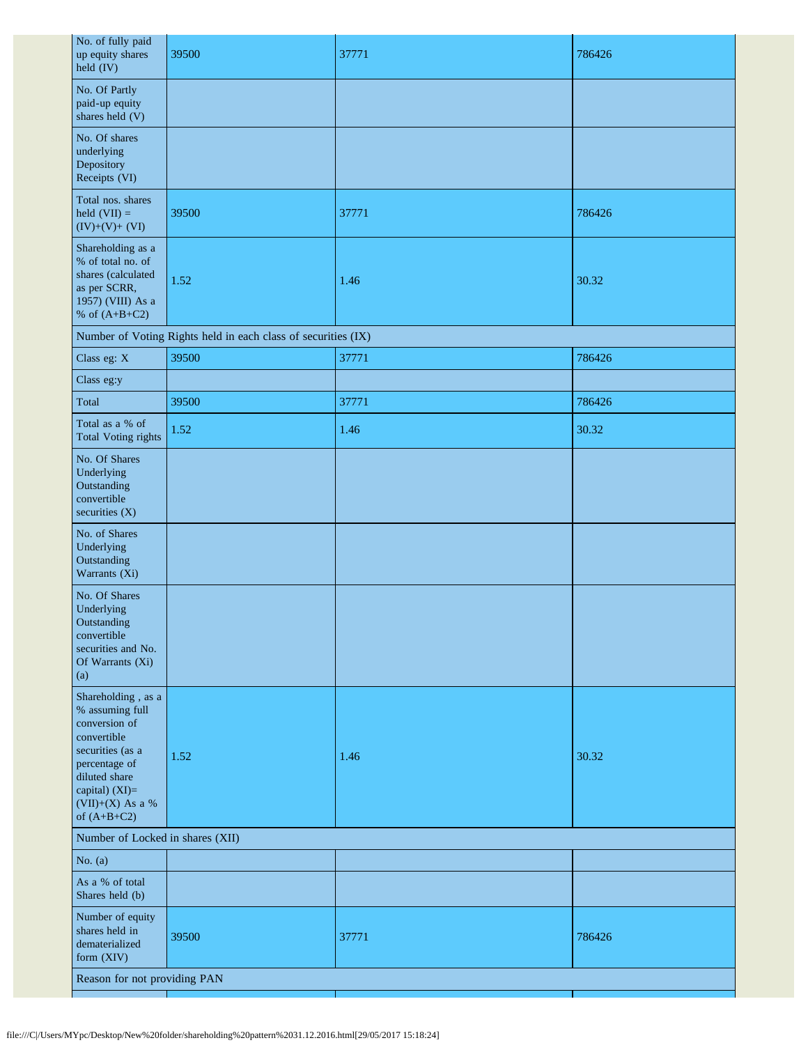| | | | |
|---|---|---|---|
| No. of fully paid up equity shares held (IV) | 39500 | 37771 | 786426 |
| No. Of Partly paid-up equity shares held (V) | | | |
| No. Of shares underlying Depository Receipts (VI) | | | |
| Total nos. shares held (VII) = (IV)+(V)+ (VI) | 39500 | 37771 | 786426 |
| Shareholding as a % of total no. of shares (calculated as per SCRR, 1957) (VIII) As a % of (A+B+C2) | 1.52 | 1.46 | 30.32 |
| Number of Voting Rights held in each class of securities (IX) | | | |
| Class eg: X | 39500 | 37771 | 786426 |
| Class eg:y | | | |
| Total | 39500 | 37771 | 786426 |
| Total as a % of Total Voting rights | 1.52 | 1.46 | 30.32 |
| No. Of Shares Underlying Outstanding convertible securities (X) | | | |
| No. of Shares Underlying Outstanding Warrants (Xi) | | | |
| No. Of Shares Underlying Outstanding convertible securities and No. Of Warrants (Xi) (a) | | | |
| Shareholding , as a % assuming full conversion of convertible securities (as a percentage of diluted share capital) (XI)= (VII)+(X) As a % of (A+B+C2) | 1.52 | 1.46 | 30.32 |
| Number of Locked in shares (XII) | | | |
| No. (a) | | | |
| As a % of total Shares held (b) | | | |
| Number of equity shares held in dematerialized form (XIV) | 39500 | 37771 | 786426 |
| Reason for not providing PAN | | | |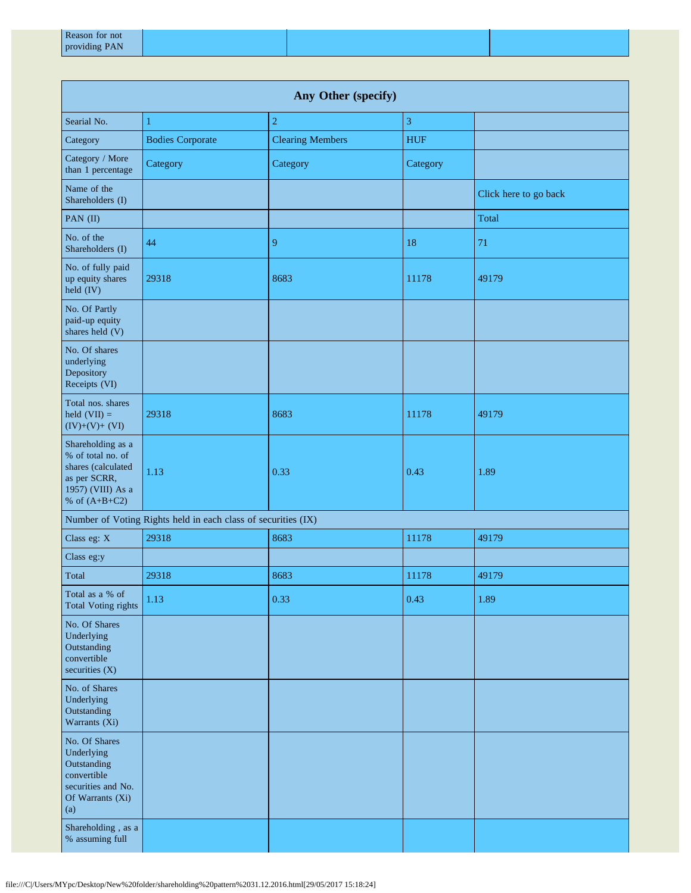| Reason for not providing PAN | | | |
|---|---|---|---|

| Any Other (specify) | | | | |
|---|---|---|---|---|
| Searial No. | 1 | 2 | 3 | |
| Category | Bodies Corporate | Clearing Members | HUF | |
| Category / More than 1 percentage | Category | Category | Category | |
| Name of the Shareholders (I) | | | | Click here to go back |
| PAN (II) | | | | Total |
| No. of the Shareholders (I) | 44 | 9 | 18 | 71 |
| No. of fully paid up equity shares held (IV) | 29318 | 8683 | 11178 | 49179 |
| No. Of Partly paid-up equity shares held (V) | | | | |
| No. Of shares underlying Depository Receipts (VI) | | | | |
| Total nos. shares held (VII) = (IV)+(V)+ (VI) | 29318 | 8683 | 11178 | 49179 |
| Shareholding as a % of total no. of shares (calculated as per SCRR, 1957) (VIII) As a % of (A+B+C2) | 1.13 | 0.33 | 0.43 | 1.89 |
| Number of Voting Rights held in each class of securities (IX) | | | | |
| Class eg: X | 29318 | 8683 | 11178 | 49179 |
| Class eg:y | | | | |
| Total | 29318 | 8683 | 11178 | 49179 |
| Total as a % of Total Voting rights | 1.13 | 0.33 | 0.43 | 1.89 |
| No. Of Shares Underlying Outstanding convertible securities (X) | | | | |
| No. of Shares Underlying Outstanding Warrants (Xi) | | | | |
| No. Of Shares Underlying Outstanding convertible securities and No. Of Warrants (Xi) (a) | | | | |
| Shareholding , as a % assuming full | | | | |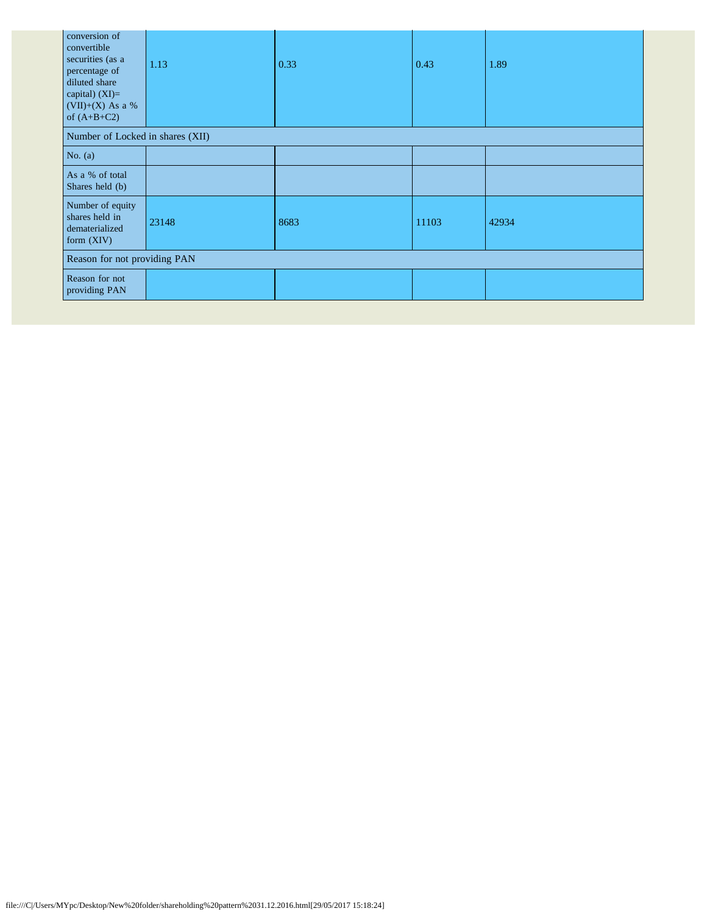| | | | | |
|---|---|---|---|---|
| conversion of convertible securities (as a percentage of diluted share capital) (XI)= (VII)+(X) As a % of (A+B+C2) | 1.13 | 0.33 | 0.43 | 1.89 |
| Number of Locked in shares (XII) | | | | |
| No. (a) | | | | |
| As a % of total Shares held (b) | | | | |
| Number of equity shares held in dematerialized form (XIV) | 23148 | 8683 | 11103 | 42934 |
| Reason for not providing PAN | | | | |
| Reason for not providing PAN | | | | |